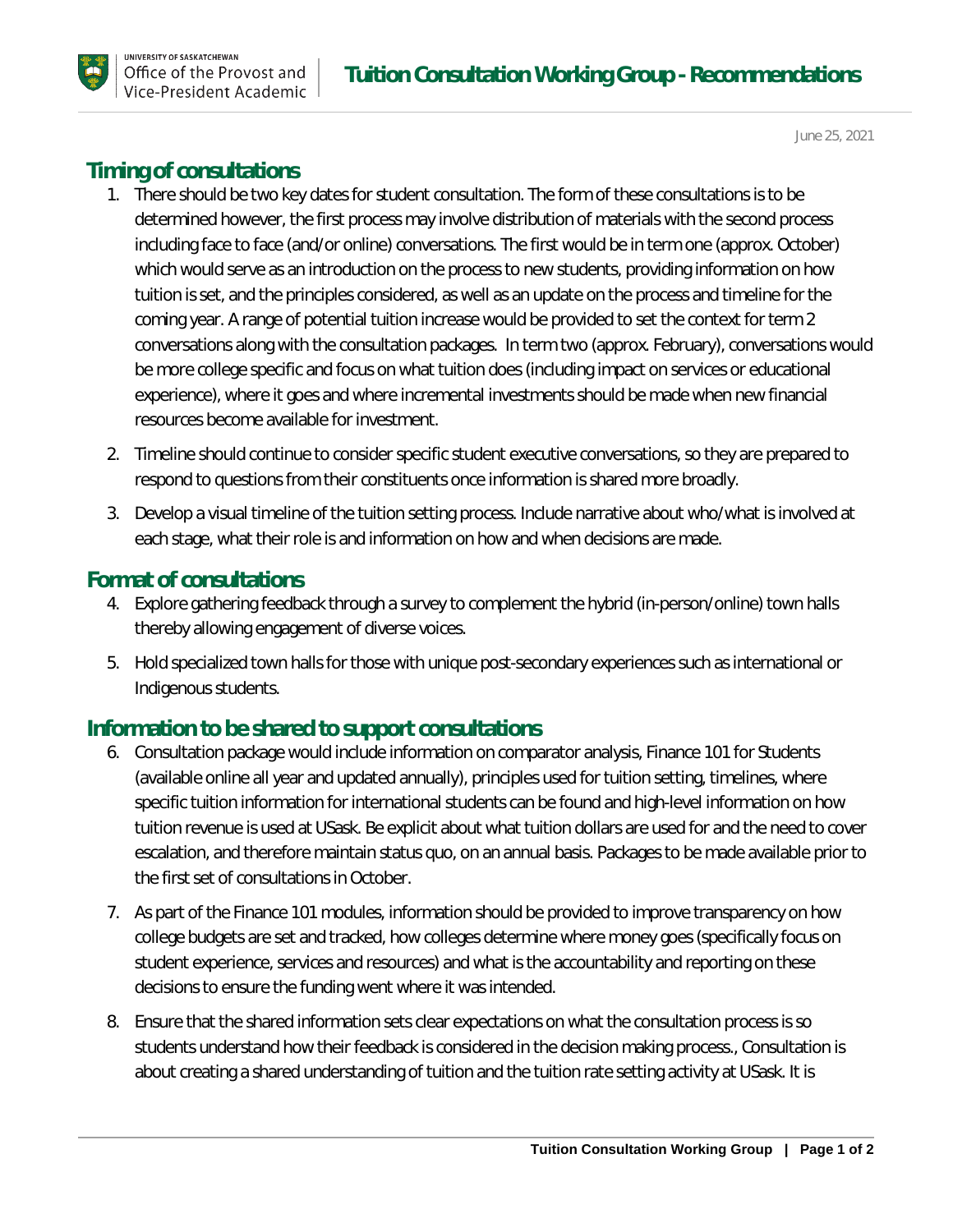UNIVERSITY OF SASKATCHEWAN
Office of the Provost and Vice-President Academic

# Tuition Consultation Working Group - Recommendations

June 25, 2021

## Timing of consultations

1. There should be two key dates for student consultation. The form of these consultations is to be determined however, the first process may involve distribution of materials with the second process including face to face (and/or online) conversations. The first would be in term one (approx. October) which would serve as an introduction on the process to new students, providing information on how tuition is set, and the principles considered, as well as an update on the process and timeline for the coming year. A range of potential tuition increase would be provided to set the context for term 2 conversations along with the consultation packages. In term two (approx. February), conversations would be more college specific and focus on what tuition does (including impact on services or educational experience), where it goes and where incremental investments should be made when new financial resources become available for investment.
2. Timeline should continue to consider specific student executive conversations, so they are prepared to respond to questions from their constituents once information is shared more broadly.
3. Develop a visual timeline of the tuition setting process. Include narrative about who/what is involved at each stage, what their role is and information on how and when decisions are made.

## Format of consultations

4. Explore gathering feedback through a survey to complement the hybrid (in-person/online) town halls thereby allowing engagement of diverse voices.
5. Hold specialized town halls for those with unique post-secondary experiences such as international or Indigenous students.

## Information to be shared to support consultations

6. Consultation package would include information on comparator analysis, Finance 101 for Students (available online all year and updated annually), principles used for tuition setting, timelines, where specific tuition information for international students can be found and high-level information on how tuition revenue is used at USask. Be explicit about what tuition dollars are used for and the need to cover escalation, and therefore maintain status quo, on an annual basis. Packages to be made available prior to the first set of consultations in October.
7. As part of the Finance 101 modules, information should be provided to improve transparency on how college budgets are set and tracked, how colleges determine where money goes (specifically focus on student experience, services and resources) and what is the accountability and reporting on these decisions to ensure the funding went where it was intended.
8. Ensure that the shared information sets clear expectations on what the consultation process is so students understand how their feedback is considered in the decision making process., Consultation is about creating a shared understanding of tuition and the tuition rate setting activity at USask. It is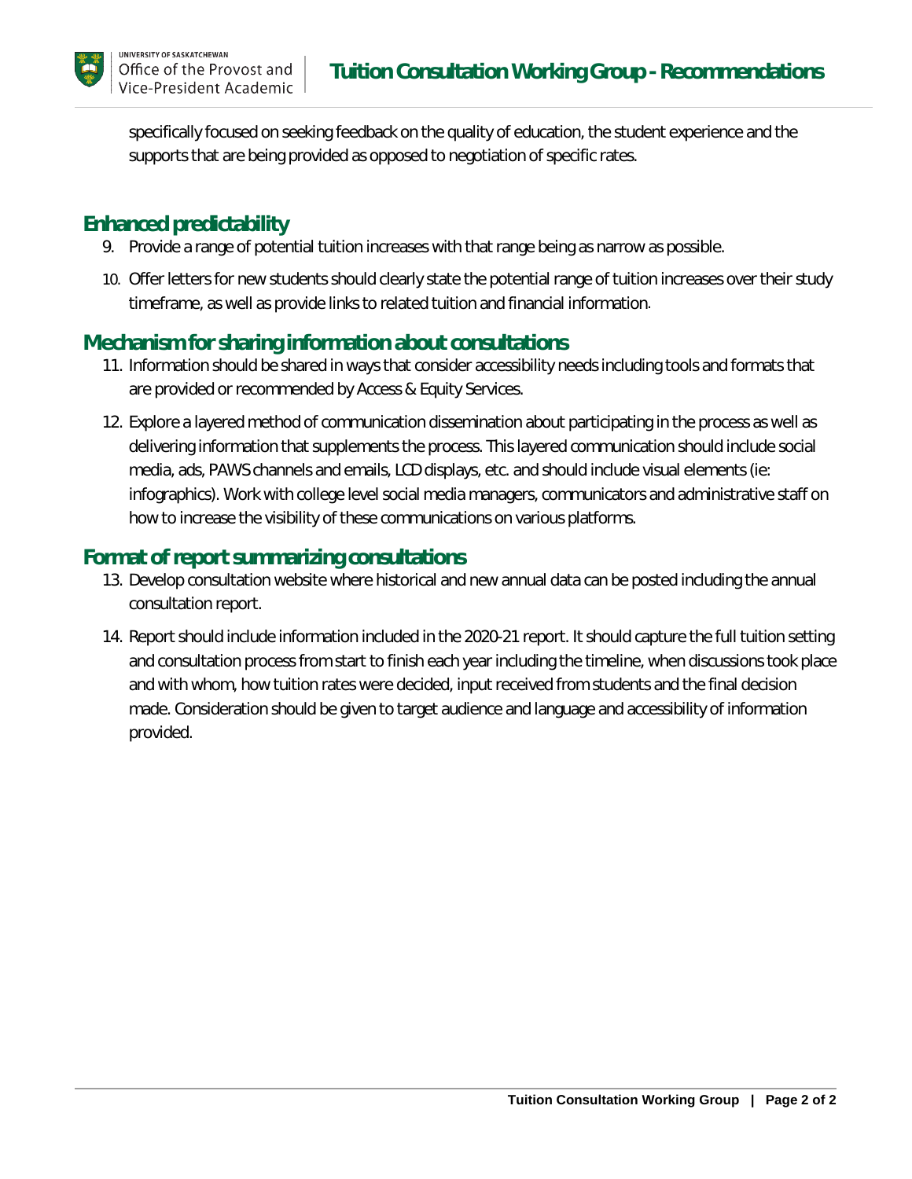specifically focused on seeking feedback on the quality of education, the student experience and the supports that are being provided as opposed to negotiation of specific rates.

## Enhanced predictability

9. Provide a range of potential tuition increases with that range being as narrow as possible.
10. Offer letters for new students should clearly state the potential range of tuition increases over their study timeframe, as well as provide links to related tuition and financial information.

## Mechanism for sharing information about consultations

11. Information should be shared in ways that consider accessibility needs including tools and formats that are provided or recommended by Access & Equity Services.
12. Explore a layered method of communication dissemination about participating in the process as well as delivering information that supplements the process. This layered communication should include social media, ads, PAWS channels and emails, LCD displays, etc. and should include visual elements (ie: infographics). Work with college level social media managers, communicators and administrative staff on how to increase the visibility of these communications on various platforms.

## Format of report summarizing consultations

13. Develop consultation website where historical and new annual data can be posted including the annual consultation report.
14. Report should include information included in the 2020-21 report. It should capture the full tuition setting and consultation process from start to finish each year including the timeline, when discussions took place and with whom, how tuition rates were decided, input received from students and the final decision made. Consideration should be given to target audience and language and accessibility of information provided.